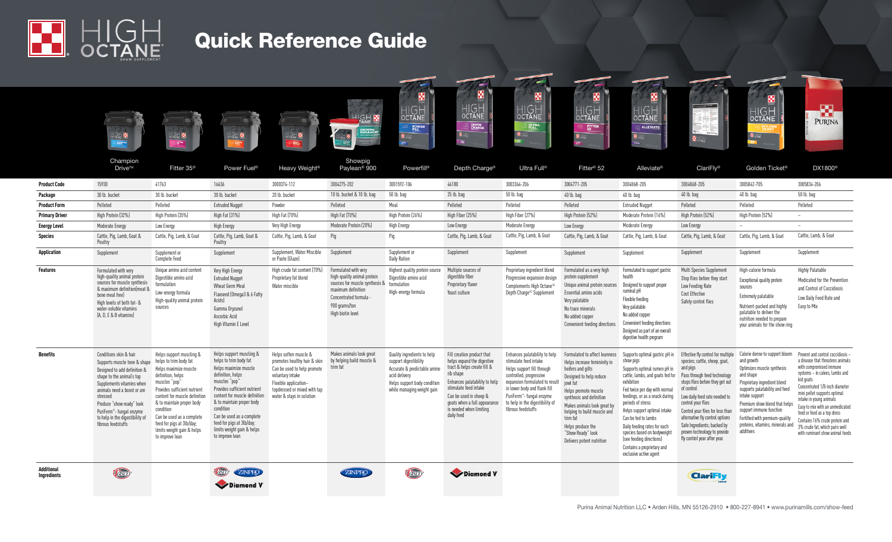# HIGH OCTANE® SHOW SUPPLEMENT

# Quick Reference Guide

| | Champion Drive™ | Fitter 35® | Power Fuel® | Heavy Weight® | Showpig Paylean® 900 | Powerfill® | Depth Charge® | Ultra Full® | Fitter® 52 | Alleviate® | ClariFly® | Golden Ticket® | DX1800® |
|---|---|---|---|---|---|---|---|---|---|---|---|---|---|
| **Product Code** | 15930 | 41763 | 16636 | 3000374-112 | 3004275-202 | 3001592-106 | 46180 | 3003364-206 | 3004771-205 | 3004868-205 | 3004868-205 | 3005842-705 | 3005834-206 |
| **Package** | 30 lb. bucket | 30 lb. bucket | 30 lb. bucket | 20 lb. bucket | 10 lb. bucket & 10 lb. bag | 50 lb. bag | 25 lb. bag | 50 lb. bag | 40 lb. bag | 40 lb. bag | 40 lb. bag | 40 lb. bag | 50 lb. bag |
| **Product Form** | Pelleted | Pelleted | Extruded Nugget | Powder | Pelleted | Meal | Pelleted | Pelleted | Pelleted | Extruded Nugget | Pelleted | Pelleted | Pelleted |
| **Primary Driver** | High Protein (32%) | High Protein (35%) | High Fat (31%) | High Fat (70%) | High Fat (70%) | High Protein (26%) | High Fiber (25%) | High Fiber (27%) | High Protein (52%) | Moderate Protein (16%) | High Protein (52%) | High Protein (52%) | – |
| **Energy Level** | Moderate Energy | Low Energy | High Energy | Very High Energy | Moderate Protein (20%) | High Energy | Low Energy | Moderate Energy | Low Energy | Moderate Energy | Low Energy | – | – |
| **Species** | Cattle, Pig, Lamb, Goat & Poultry | Cattle, Pig, Lamb, & Goat | Cattle, Pig, Lamb, Goat & Poultry | Cattle, Pig, Lamb, & Goat | Pig | Pig | Cattle, Pig, Lamb, & Goat | Cattle, Pig, Lamb, & Goat | Cattle, Pig, Lamb, & Goat | Cattle, Pig, Lamb, & Goat | Cattle, Pig, Lamb, & Goat | Cattle, Pig, Lamb, & Goat | Cattle, Lamb, & Goat |
| **Application** | Supplement | Supplement or Complete Feed | Supplement | Supplement, Water Miscible or Paste (Glaze) | Supplement | Supplement or Daily Ration | Supplement | Supplement | Supplement | Supplement | Supplement | Supplement | Supplement |
| **Features** | Formulated with very high-quality animal protein sources for muscle synthesis & maximum definition(meat & bone meal free)<br>High levels of both fat- & water-soluble vitamins (A, D, E & B vitamins) | Unique amino acid content<br>Digestible amino acid formulation<br>Low-energy formula<br>High-quality animal protein sources | Very High Energy<br>Extruded Nugget<br>Wheat Germ Meal<br>Flaxseed (Omega3 & 6 Fatty Acids)<br>Gamma Oryzanol<br>Ascorbic Acid<br>High Vitamin E Level | High crude fat content (70%)<br>Proprietary fat blend<br>Water miscible | Formulated with very high-quality animal protein sources for muscle synthesis & maximum definition<br>Concentrated formula - 900 grams/ton<br>High biotin level | Highest quality protein source<br>Digestible amino acid formulation<br>High-energy formula | Multiple sources of digestible fiber<br>Proprietary flavor<br>Yeast culture | Proprietary ingredient blend<br>Progressive expansion design<br>Complements High Octane® Depth Charge® Supplement | Formulated as a very high protein supplement<br>Unique animal protein sources<br>Essential amino acids<br>Very palatable<br>No trace minerals<br>No added copper<br>Convenient feeding directions | Formulated to support gastric health<br>Designed to support proper ruminal pH<br>Flexible feeding<br>Very palatable<br>No added copper<br>Convenient feeding directions<br>Designed as part of an overall digestive health program | Multi Species Supplement<br>Stop flies before they start<br>Low Feeding Rate<br>Cost Effective<br>Safely control flies | High-calorie formula<br>Exceptional quality protein sources<br>Extremely palatable<br>Nutrient-packed and highly palatable to deliver the nutrition needed to prepare your animals for the show ring | Highly Palatable<br>Medicated for the Prevention and Control of Coccidiosis<br>Low Daily Feed Rate and Easy to Mix |
| **Benefits** | Conditions skin & hair<br>Supports muscle tone & shape<br>Designed to add definition & shape to the animal's top<br>Supplements vitamins when animals need a boost or are stressed<br>Produce "show ready" look<br>PuriFerm™- fungal enzyme to help in the digestibility of fibrous feedstuffs | Helps support muscling & helps to trim body fat<br>Helps maximize muscle definition, helps muscles "pop"<br>Provides sufficient nutrient content for muscle definition & to maintain proper body condition<br>Can be used as a complete feed for pigs at 3lb/day; limits weight gain & helps to improve lean | Helps support muscling & helps to trim body fat<br>Helps maximize muscle definition, helps muscles "pop"<br>Provides sufficient nutrient content for muscle definition & to maintain proper body condition<br>Can be used as a complete feed for pigs at 3lb/day; limits weight gain & helps to improve lean | Helps soften muscle & promotes healthy hair & skin<br>Can be used to help promote voluntary intake<br>Flexible application– topdressed or mixed with tap water & stays in solution | Makes animals look great by helping build muscle & trim fat | Quality ingredients to help support digestibility<br>Accurate & predictable amino acid delivery<br>Helps support body condition while managing weight gain | Fill creation product that helps expand the digestive tract & helps create fill & rib shape<br>Enhances palatability to help stimulate feed intake<br>Can be used in sheep & goats when a full appearance is needed when limiting daily feed | Enhances palatability to help stimulate feed intake<br>Helps support fill through controlled, progressive expansion formulated to result in lower body and flank fill<br>PuriFerm™- fungal enzyme to help in the digestibility of fibrous feedstuffs | Formulated to affect leanness<br>Helps increase femininity in heifers and gilts<br>Designed to help reduce jowl fat<br>Helps promote muscle synthesis and definition<br>Makes animals look great by helping to build muscle and trim fat<br>Helps produce the "Show Ready" look<br>Delivers potent nutrition | Supports optimal gastric pH in show pigs<br>Supports optimal rumen pH in cattle, lambs, and goats fed for exhibition<br>Fed twice per day with normal feedings, or as a snack during periods of stress<br>Helps support optimal intake<br>Can be fed to lambs<br>Daily feeding rates for each species based on bodyweight (see feeding directions)<br>Contains a proprietary and exclusive active agent | Effective fly control for multiple species; cattle, sheep, goat, and pigs<br>Pass through feed technology stops flies before they get out of control<br>Low daily feed rate needed to control your flies<br>Control your flies for less than alternative fly control options<br>Safe Ingredients; backed by proven technology to provide fly control year after year. | Calorie dense to support bloom and growth<br>Optimizes muscle synthesis and shape<br>Proprietary ingredient blend supports palatability and feed intake support<br>Premium show blend that helps support immune function<br>Fortified with premium-quality proteins, vitamins, minerals and additives | Prevent and control coccidiosis – a disease that threatens animals with compromised immune systems – in calves, lambs and kid goats<br>Concentrated 1/8-inch diameter mini pellet supports optimal intake in young animals<br>Easy to mix with an unmedicated feed or feed as a top dress<br>Contains 16% crude protein and 3% crude fat, which pairs well with ruminant show animal feeds |
| **Additional Ingredients** | Vistore | | Vistore, ZINPRO, Diamond V | | ZINPRO | Vistore | Diamond V | | | | ClariFly | | |

Purina Animal Nutrition LLC • Arden Hills, MN 55126-2910 • 800-227-8941 • www.purinamills.com/show-feed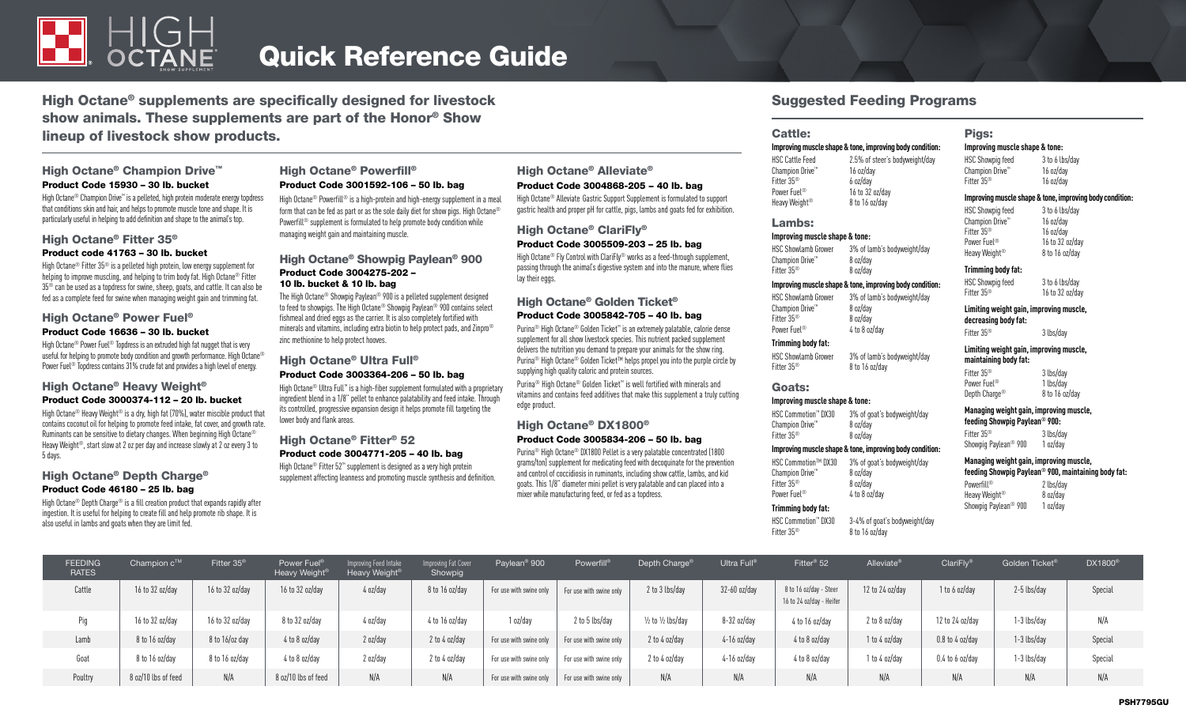# HIGH OCTANE Quick Reference Guide

**High Octane® supplements are specifically designed for livestock show animals. These supplements are part of the Honor® Show lineup of livestock show products.**

### High Octane® Champion Drive™

**Product Code 15930 – 30 lb. bucket**

High Octane® Champion Drive™ is a pelleted, high protein moderate energy topdress that conditions skin and hair, and helps to promote muscle tone and shape. It is particularly useful in helping to add definition and shape to the animal's top.

### High Octane® Fitter 35®

**Product code 41763 – 30 lb. bucket**

High Octane® Fitter 35® is a pelleted high protein, low energy supplement for helping to improve muscling, and helping to trim body fat. High Octane® Fitter 35® can be used as a topdress for swine, sheep, goats, and cattle. It can also be fed as a complete feed for swine when managing weight gain and trimming fat.

### High Octane® Power Fuel®

**Product Code 16636 – 30 lb. bucket**

High Octane® Power Fuel® Topdress is an extruded high fat nugget that is very useful for helping to promote body condition and growth performance. High Octane® Power Fuel® Topdress contains 31% crude fat and provides a high level of energy.

### High Octane® Heavy Weight®

**Product Code 3000374-112 – 20 lb. bucket**

High Octane® Heavy Weight® is a dry, high fat (70%), water miscible product that contains coconut oil for helping to promote feed intake, fat cover, and growth rate. Ruminants can be sensitive to dietary changes. When beginning High Octane® Heavy Weight®, start slow at 2 oz per day and increase slowly at 2 oz every 3 to 5 days.

### High Octane® Depth Charge®

**Product Code 46180 – 25 lb. bag**

High Octane® Depth Charge® is a fill creation product that expands rapidly after ingestion. It is useful for helping to create fill and help promote rib shape. It is also useful in lambs and goats when they are limit fed.

### High Octane® Powerfill®

**Product Code 3001592-106 – 50 lb. bag**

High Octane® Powerfill® is a high-protein and high-energy supplement in a meal form that can be fed as part of as the sole daily diet for show pigs. High Octane® Powerfill® supplement is formulated to help promote body condition while managing weight gain and maintaining muscle.

### High Octane® Showpig Paylean® 900

**Product Code 3004275-202 – 10 lb. bucket & 10 lb. bag**

The High Octane® Showpig Paylean® 900 is a pelleted supplement designed to feed to showpigs. The High Octane® Showpig Paylean® 900 contains select fishmeal and dried eggs as the carrier. It is also completely fortified with minerals and vitamins, including extra biotin to help protect pads, and Zinpro® zinc methionine to help protect hooves.

### High Octane® Ultra Full®

**Product Code 3003364-206 – 50 lb. bag**

High Octane® Ultra Full™ is a high-fiber supplement formulated with a proprietary ingredient blend in a 1/8" pellet to enhance palatability and feed intake. Through its controlled, progressive expansion design it helps promote fill targeting the lower body and flank areas.

### High Octane® Fitter® 52

**Product code 3004771-205 – 40 lb. bag**

High Octane® Fitter 52™ supplement is designed as a very high protein supplement affecting leanness and promoting muscle synthesis and definition.

### High Octane® Alleviate®

**Product Code 3004868-205 – 40 lb. bag**

High Octane® Alleviate Gastric Support Supplement is formulated to support gastric health and proper pH for cattle, pigs, lambs and goats fed for exhibition.

### High Octane® ClariFly®

**Product Code 3005509-203 – 25 lb. bag**

High Octane® Fly Control with ClariFly® works as a feed-through supplement, passing through the animal's digestive system and into the manure, where flies lay their eggs.

### High Octane® Golden Ticket®

**Product Code 3005842-705 – 40 lb. bag**

Purina® High Octane® Golden Ticket™ is an extremely palatable, calorie dense supplement for all show livestock species. This nutrient packed supplement delivers the nutrition you demand to prepare your animals for the show ring. Purina® High Octane® Golden Ticket™ helps propel you into the purple circle by supplying high quality caloric and protein sources.

Purina® High Octane® Golden Ticket™ is well fortified with minerals and vitamins and contains feed additives that make this supplement a truly cutting edge product.

### High Octane® DX1800®

**Product Code 3005834-206 – 50 lb. bag**

Purina® High Octane® DX1800 Pellet is a very palatable concentrated (1800 grams/ton) supplement for medicating feed with decoquinate for the prevention and control of coccidiosis in ruminants, including show cattle, lambs, and kid goats. This 1/8" diameter mini pellet is very palatable and can placed into a mixer while manufacturing feed, or fed as a topdress.

## Suggested Feeding Programs

### Cattle:

**Improving muscle shape & tone, improving body condition:**

| | |
|---|---|
| HSC Cattle Feed | 2.5% of steer's bodyweight/day |
| Champion Drive™ | 16 oz/day |
| Fitter 35® | 6 oz/day |
| Power Fuel® | 16 to 32 oz/day |
| Heavy Weight® | 8 to 16 oz/day |

### Lambs:

**Improving muscle shape & tone:**

| | |
|---|---|
| HSC Showlamb Grower | 3% of lamb's bodyweight/day |
| Champion Drive™ | 8 oz/day |
| Fitter 35® | 8 oz/day |

**Improving muscle shape & tone, improving body condition:**

| | |
|---|---|
| HSC Showlamb Grower | 3% of lamb's bodyweight/day |
| Champion Drive™ | 8 oz/day |
| Fitter 35® | 8 oz/day |
| Power Fuel® | 4 to 8 oz/day |

**Trimming body fat:**

| | |
|---|---|
| HSC Showlamb Grower | 3% of lamb's bodyweight/day |
| Fitter 35® | 8 to 16 oz/day |

### Goats:

**Improving muscle shape & tone:**

| | |
|---|---|
| HSC Commotion™ DX30 | 3% of goat's bodyweight/day |
| Champion Drive™ | 8 oz/day |
| Fitter 35® | 8 oz/day |

**Improving muscle shape & tone, improving body condition:**

| | |
|---|---|
| HSC Commotion™ DX30 | 3% of goat's bodyweight/day |
| Champion Drive™ | 8 oz/day |
| Fitter 35® | 8 oz/day |
| Power Fuel® | 4 to 8 oz/day |

**Trimming body fat:**

| | |
|---|---|
| HSC Commotion™ DX30 | 3-4% of goat's bodyweight/day |
| Fitter 35® | 8 to 16 oz/day |

### Pigs:

**Improving muscle shape & tone:**

| | |
|---|---|
| HSC Showpig feed | 3 to 6 lbs/day |
| Champion Drive™ | 16 oz/day |
| Fitter 35® | 16 oz/day |

**Improving muscle shape & tone, improving body condition:**

| | |
|---|---|
| HSC Showpig feed | 3 to 6 lbs/day |
| Champion Drive™ | 16 oz/day |
| Fitter 35® | 16 oz/day |
| Power Fuel® | 16 to 32 oz/day |
| Heavy Weight® | 8 to 16 oz/day |

**Trimming body fat:**

| | |
|---|---|
| HSC Showpig feed | 3 to 6 lbs/day |
| Fitter 35® | 16 to 32 oz/day |

**Limiting weight gain, improving muscle, decreasing body fat:**

| | |
|---|---|
| Fitter 35® | 3 lbs/day |

**Limiting weight gain, improving muscle, maintaining body fat:**

| | |
|---|---|
| Fitter 35® | 3 lbs/day |
| Power Fuel® | 1 lbs/day |
| Depth Charge® | 8 to 16 oz/day |

**Managing weight gain, improving muscle, feeding Showpig Paylean® 900:**

| | |
|---|---|
| Fitter 35® | 3 lbs/day |
| Showpig Paylean® 900 | 1 oz/day |

**Managing weight gain, improving muscle, feeding Showpig Paylean® 900, maintaining body fat:**

| | |
|---|---|
| Powerfill® | 2 lbs/day |
| Heavy Weight® | 8 oz/day |
| Showpig Paylean® 900 | 1 oz/day |

| FEEDING RATES | Champion c™ | Fitter 35® | Power Fuel® Heavy Weight® | Improving Feed Intake Heavy Weight® | Improving Fat Cover Showpig | Paylean® 900 | Powerfill® | Depth Charge® | Ultra Full® | Fitter® 52 | Alleviate® | ClariFly® | Golden Ticket® | DX1800® |
|---|---|---|---|---|---|---|---|---|---|---|---|---|---|---|
| Cattle | 16 to 32 oz/day | 16 to 32 oz/day | 16 to 32 oz/day | 4 oz/day | 8 to 16 oz/day | For use with swine only | For use with swine only | 2 to 3 lbs/day | 32-60 oz/day | 8 to 16 oz/day - Steer 16 to 24 oz/day - Heifer | 12 to 24 oz/day | 1 to 6 oz/day | 2-5 lbs/day | Special |
| Pig | 16 to 32 oz/day | 16 to 32 oz/day | 8 to 32 oz/day | 4 oz/day | 4 to 16 oz/day | 1 oz/day | 2 to 5 lbs/day | ½ to ½ lbs/day | 8-32 oz/day | 4 to 16 oz/day | 2 to 8 oz/day | 12 to 24 oz/day | 1-3 lbs/day | N/A |
| Lamb | 8 to 16 oz/day | 8 to 16/oz day | 4 to 8 oz/day | 2 oz/day | 2 to 4 oz/day | For use with swine only | For use with swine only | 2 to 4 oz/day | 4-16 oz/day | 4 to 8 oz/day | 1 to 4 oz/day | 0.8 to 4 oz/day | 1-3 lbs/day | Special |
| Goat | 8 to 16 oz/day | 8 to 16 oz/day | 4 to 8 oz/day | 2 oz/day | 2 to 4 oz/day | For use with swine only | For use with swine only | 2 to 4 oz/day | 4-16 oz/day | 4 to 8 oz/day | 1 to 4 oz/day | 0.4 to 6 oz/day | 1-3 lbs/day | Special |
| Poultry | 8 oz/10 lbs of feed | N/A | 8 oz/10 lbs of feed | N/A | N/A | For use with swine only | For use with swine only | N/A | N/A | N/A | N/A | N/A | N/A | N/A |

PSH7795GU